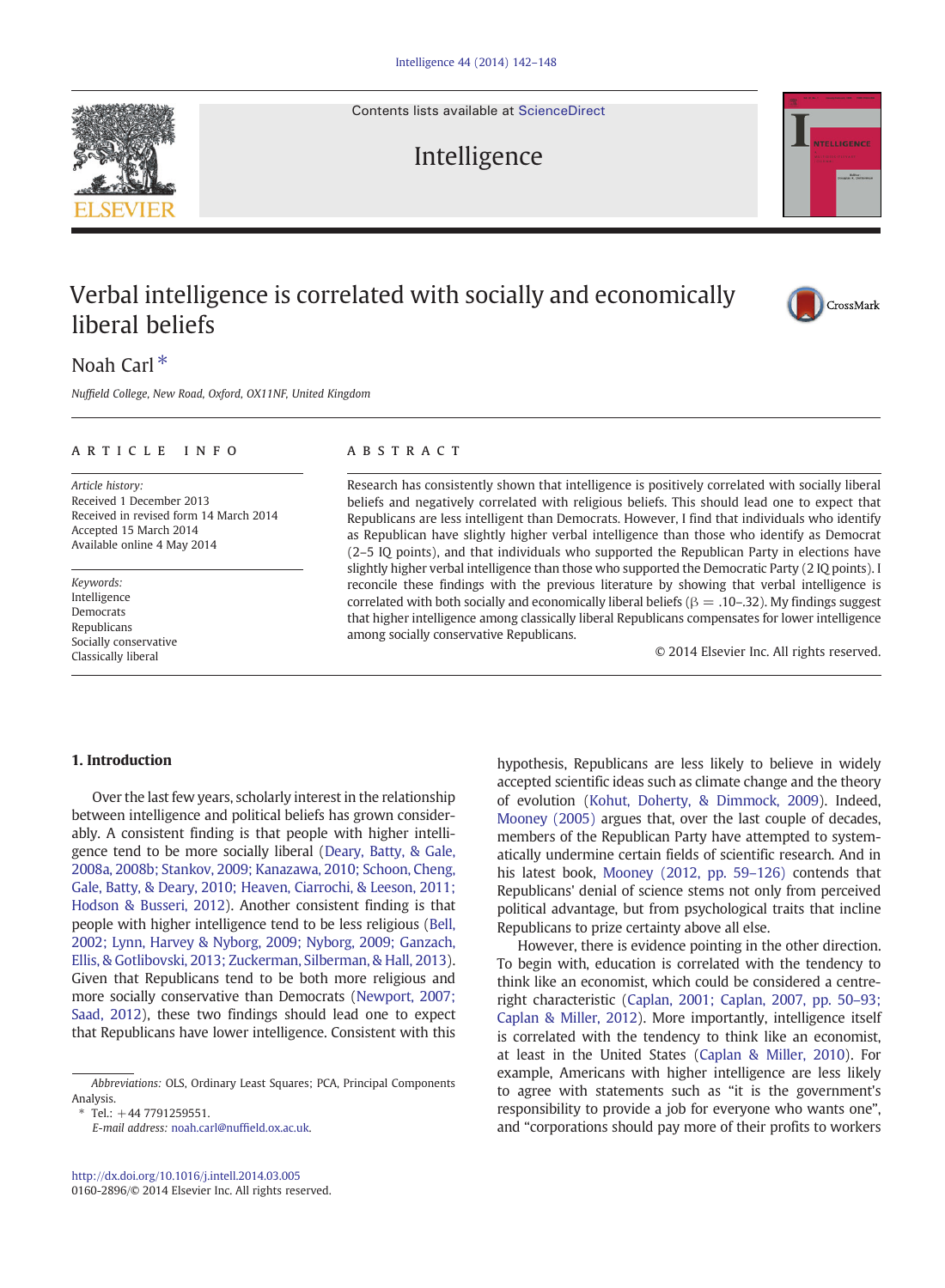# Verbal intelligence is correlated with socially and economically liberal beliefs

Noah Carl *

*Nuffield College, New Road, Oxford, OX11NF, United Kingdom*

## ARTICLE INFO

*Article history:*
Received 1 December 2013
Received in revised form 14 March 2014
Accepted 15 March 2014
Available online 4 May 2014

*Keywords:*
Intelligence
Democrats
Republicans
Socially conservative
Classically liberal

## ABSTRACT

Research has consistently shown that intelligence is positively correlated with socially liberal beliefs and negatively correlated with religious beliefs. This should lead one to expect that Republicans are less intelligent than Democrats. However, I find that individuals who identify as Republican have slightly higher verbal intelligence than those who identify as Democrat (2–5 IQ points), and that individuals who supported the Republican Party in elections have slightly higher verbal intelligence than those who supported the Democratic Party (2 IQ points). I reconcile these findings with the previous literature by showing that verbal intelligence is correlated with both socially and economically liberal beliefs ($\beta = .10$–$.32$). My findings suggest that higher intelligence among classically liberal Republicans compensates for lower intelligence among socially conservative Republicans.

© 2014 Elsevier Inc. All rights reserved.

## 1. Introduction

Over the last few years, scholarly interest in the relationship between intelligence and political beliefs has grown considerably. A consistent finding is that people with higher intelligence tend to be more socially liberal (Deary, Batty, & Gale, 2008a, 2008b; Stankov, 2009; Kanazawa, 2010; Schoon, Cheng, Gale, Batty, & Deary, 2010; Heaven, Ciarrochi, & Leeson, 2011; Hodson & Busseri, 2012). Another consistent finding is that people with higher intelligence tend to be less religious (Bell, 2002; Lynn, Harvey & Nyborg, 2009; Nyborg, 2009; Ganzach, Ellis, & Gotlibovski, 2013; Zuckerman, Silberman, & Hall, 2013). Given that Republicans tend to be both more religious and more socially conservative than Democrats (Newport, 2007; Saad, 2012), these two findings should lead one to expect that Republicans have lower intelligence. Consistent with this hypothesis, Republicans are less likely to believe in widely accepted scientific ideas such as climate change and the theory of evolution (Kohut, Doherty, & Dimmock, 2009). Indeed, Mooney (2005) argues that, over the last couple of decades, members of the Republican Party have attempted to systematically undermine certain fields of scientific research. And in his latest book, Mooney (2012, pp. 59–126) contends that Republicans' denial of science stems not only from perceived political advantage, but from psychological traits that incline Republicans to prize certainty above all else.

However, there is evidence pointing in the other direction. To begin with, education is correlated with the tendency to think like an economist, which could be considered a centre-right characteristic (Caplan, 2001; Caplan, 2007, pp. 50–93; Caplan & Miller, 2012). More importantly, intelligence itself is correlated with the tendency to think like an economist, at least in the United States (Caplan & Miller, 2010). For example, Americans with higher intelligence are less likely to agree with statements such as "it is the government's responsibility to provide a job for everyone who wants one", and "corporations should pay more of their profits to workers

---

*Abbreviations:* OLS, Ordinary Least Squares; PCA, Principal Components Analysis.

\* Tel.: +44 7791259551.
*E-mail address:* noah.carl@nuffield.ox.ac.uk.

http://dx.doi.org/10.1016/j.intell.2014.03.005
0160-2896/© 2014 Elsevier Inc. All rights reserved.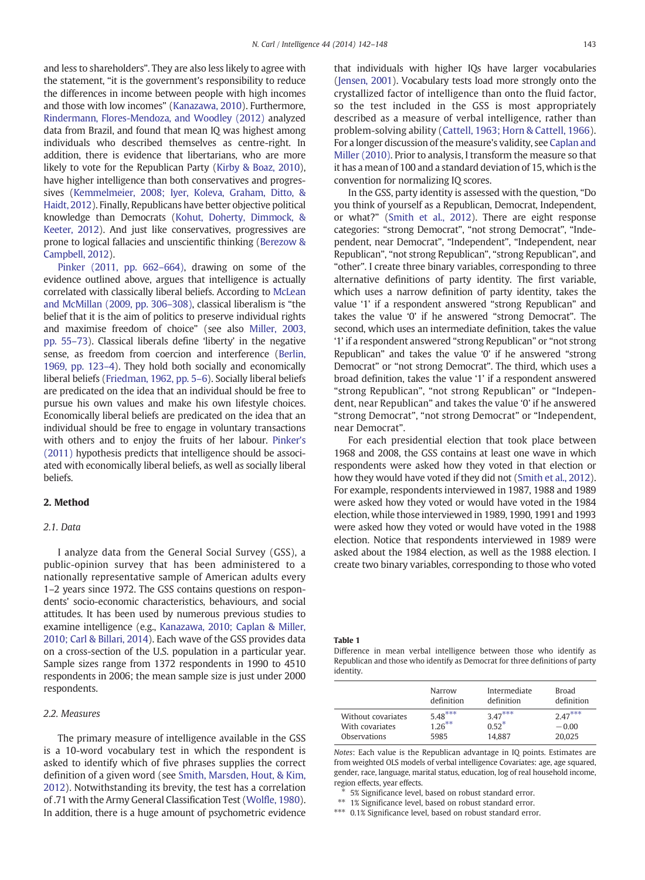and less to shareholders". They are also less likely to agree with the statement, "it is the government's responsibility to reduce the differences in income between people with high incomes and those with low incomes" (Kanazawa, 2010). Furthermore, Rindermann, Flores-Mendoza, and Woodley (2012) analyzed data from Brazil, and found that mean IQ was highest among individuals who described themselves as centre-right. In addition, there is evidence that libertarians, who are more likely to vote for the Republican Party (Kirby & Boaz, 2010), have higher intelligence than both conservatives and progressives (Kemmelmeier, 2008; Iyer, Koleva, Graham, Ditto, & Haidt, 2012). Finally, Republicans have better objective political knowledge than Democrats (Kohut, Doherty, Dimmock, & Keeter, 2012). And just like conservatives, progressives are prone to logical fallacies and unscientific thinking (Berezow & Campbell, 2012).

Pinker (2011, pp. 662–664), drawing on some of the evidence outlined above, argues that intelligence is actually correlated with classically liberal beliefs. According to McLean and McMillan (2009, pp. 306–308), classical liberalism is "the belief that it is the aim of politics to preserve individual rights and maximise freedom of choice" (see also Miller, 2003, pp. 55–73). Classical liberals define 'liberty' in the negative sense, as freedom from coercion and interference (Berlin, 1969, pp. 123–4). They hold both socially and economically liberal beliefs (Friedman, 1962, pp. 5–6). Socially liberal beliefs are predicated on the idea that an individual should be free to pursue his own values and make his own lifestyle choices. Economically liberal beliefs are predicated on the idea that an individual should be free to engage in voluntary transactions with others and to enjoy the fruits of her labour. Pinker's (2011) hypothesis predicts that intelligence should be associated with economically liberal beliefs, as well as socially liberal beliefs.

## 2. Method

### 2.1. Data

I analyze data from the General Social Survey (GSS), a public-opinion survey that has been administered to a nationally representative sample of American adults every 1–2 years since 1972. The GSS contains questions on respondents' socio-economic characteristics, behaviours, and social attitudes. It has been used by numerous previous studies to examine intelligence (e.g., Kanazawa, 2010; Caplan & Miller, 2010; Carl & Billari, 2014). Each wave of the GSS provides data on a cross-section of the U.S. population in a particular year. Sample sizes range from 1372 respondents in 1990 to 4510 respondents in 2006; the mean sample size is just under 2000 respondents.

### 2.2. Measures

The primary measure of intelligence available in the GSS is a 10-word vocabulary test in which the respondent is asked to identify which of five phrases supplies the correct definition of a given word (see Smith, Marsden, Hout, & Kim, 2012). Notwithstanding its brevity, the test has a correlation of .71 with the Army General Classification Test (Wolfle, 1980). In addition, there is a huge amount of psychometric evidence that individuals with higher IQs have larger vocabularies (Jensen, 2001). Vocabulary tests load more strongly onto the crystallized factor of intelligence than onto the fluid factor, so the test included in the GSS is most appropriately described as a measure of verbal intelligence, rather than problem-solving ability (Cattell, 1963; Horn & Cattell, 1966). For a longer discussion of the measure's validity, see Caplan and Miller (2010). Prior to analysis, I transform the measure so that it has a mean of 100 and a standard deviation of 15, which is the convention for normalizing IQ scores.

In the GSS, party identity is assessed with the question, "Do you think of yourself as a Republican, Democrat, Independent, or what?" (Smith et al., 2012). There are eight response categories: "strong Democrat", "not strong Democrat", "Independent, near Democrat", "Independent", "Independent, near Republican", "not strong Republican", "strong Republican", and "other". I create three binary variables, corresponding to three alternative definitions of party identity. The first variable, which uses a narrow definition of party identity, takes the value '1' if a respondent answered "strong Republican" and takes the value '0' if he answered "strong Democrat". The second, which uses an intermediate definition, takes the value '1' if a respondent answered "strong Republican" or "not strong Republican" and takes the value '0' if he answered "strong Democrat" or "not strong Democrat". The third, which uses a broad definition, takes the value '1' if a respondent answered "strong Republican", "not strong Republican" or "Independent, near Republican" and takes the value '0' if he answered "strong Democrat", "not strong Democrat" or "Independent, near Democrat".

For each presidential election that took place between 1968 and 2008, the GSS contains at least one wave in which respondents were asked how they voted in that election or how they would have voted if they did not (Smith et al., 2012). For example, respondents interviewed in 1987, 1988 and 1989 were asked how they voted or would have voted in the 1984 election, while those interviewed in 1989, 1990, 1991 and 1993 were asked how they voted or would have voted in the 1988 election. Notice that respondents interviewed in 1989 were asked about the 1984 election, as well as the 1988 election. I create two binary variables, corresponding to those who voted

**Table 1**
Difference in mean verbal intelligence between those who identify as Republican and those who identify as Democrat for three definitions of party identity.

| | Narrow definition | Intermediate definition | Broad definition |
|---|---|---|---|
| Without covariates | 5.48*** | 3.47*** | 2.47*** |
| With covariates | 1.26** | 0.52* | −0.00 |
| Observations | 5985 | 14,887 | 20,025 |

*Notes*: Each value is the Republican advantage in IQ points. Estimates are from weighted OLS models of verbal intelligence Covariates: age, age squared, gender, race, language, marital status, education, log of real household income, region effects, year effects.

\* 5% Significance level, based on robust standard error.
\*\* 1% Significance level, based on robust standard error.
\*\*\* 0.1% Significance level, based on robust standard error.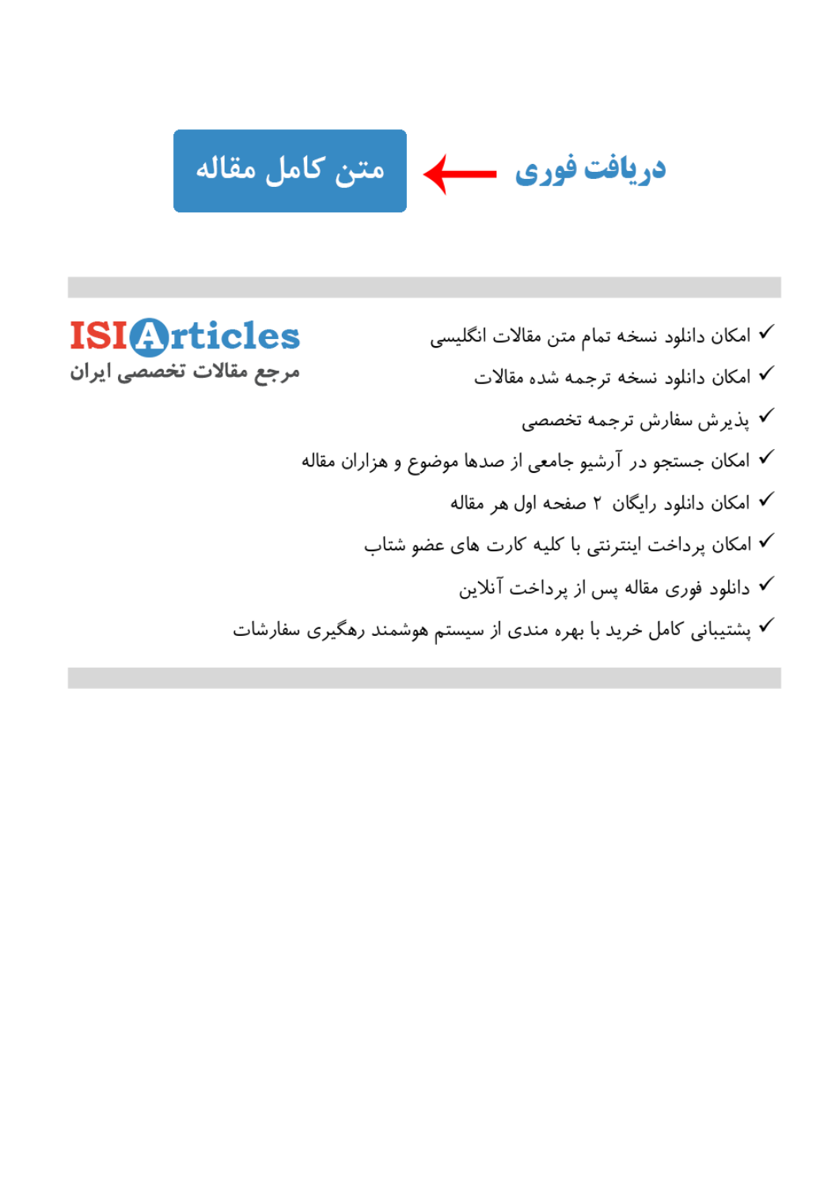دریافت فوری ← **متن کامل مقاله**

**ISIArticles**
مرجع مقالات تخصصی ایران

- ✓ امکان دانلود نسخه تمام متن مقالات انگلیسی
- ✓ امکان دانلود نسخه ترجمه شده مقالات
- ✓ پذیرش سفارش ترجمه تخصصی
- ✓ امکان جستجو در آرشیو جامعی از صدها موضوع و هزاران مقاله
- ✓ امکان دانلود رایگان ۲ صفحه اول هر مقاله
- ✓ امکان پرداخت اینترنتی با کلیه کارت های عضو شتاب
- ✓ دانلود فوری مقاله پس از پرداخت آنلاین
- ✓ پشتیبانی کامل خرید با بهره مندی از سیستم هوشمند رهگیری سفارشات